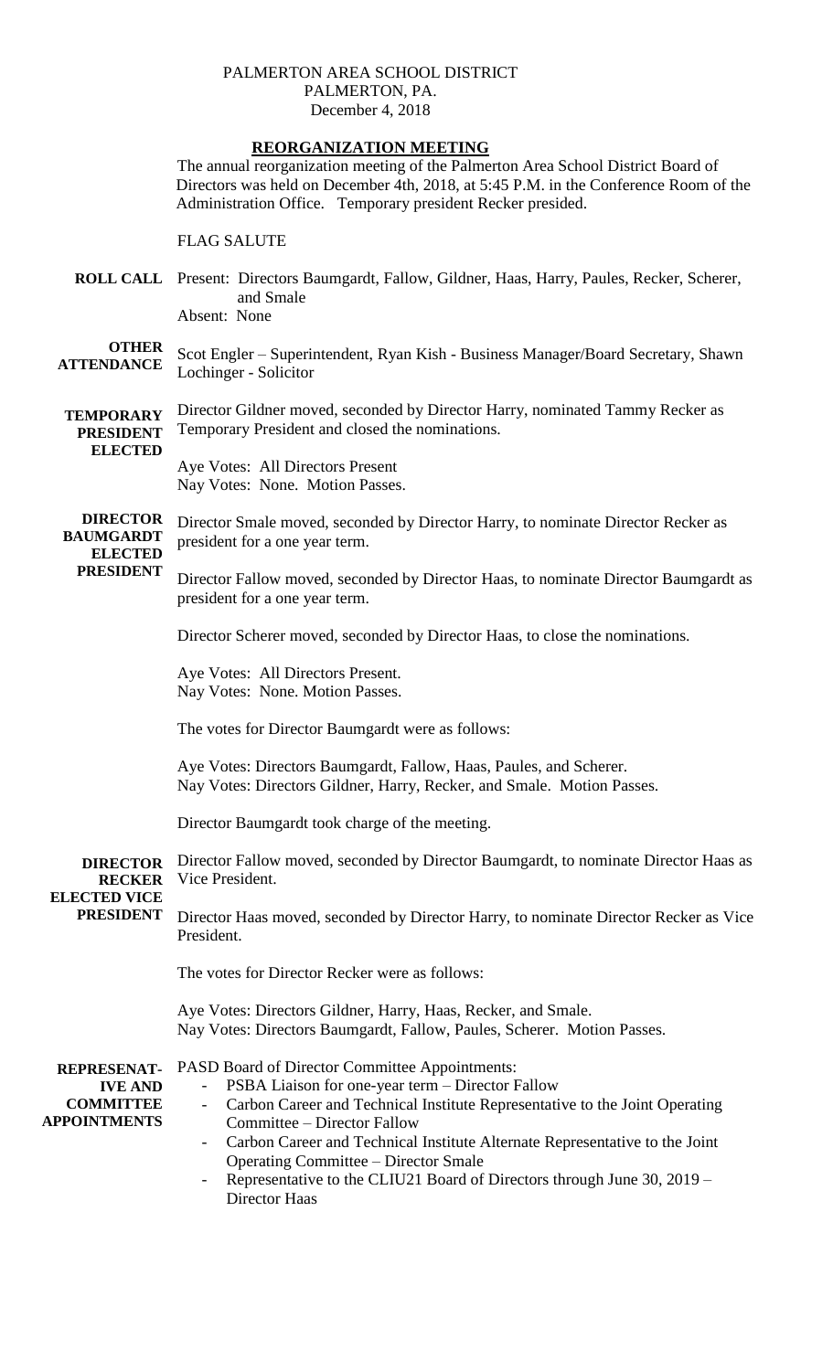PALMERTON AREA SCHOOL DISTRICT
PALMERTON, PA.
December 4, 2018

## REORGANIZATION MEETING

The annual reorganization meeting of the Palmerton Area School District Board of Directors was held on December 4th, 2018, at 5:45 P.M. in the Conference Room of the Administration Office. Temporary president Recker presided.

FLAG SALUTE

**ROLL CALL** Present: Directors Baumgardt, Fallow, Gildner, Haas, Harry, Paules, Recker, Scherer, and Smale
Absent: None

**OTHER ATTENDANCE** Scot Engler – Superintendent, Ryan Kish - Business Manager/Board Secretary, Shawn Lochinger - Solicitor

**TEMPORARY PRESIDENT ELECTED** Director Gildner moved, seconded by Director Harry, nominated Tammy Recker as Temporary President and closed the nominations.

Aye Votes: All Directors Present
Nay Votes: None. Motion Passes.

**DIRECTOR BAUMGARDT ELECTED PRESIDENT** Director Smale moved, seconded by Director Harry, to nominate Director Recker as president for a one year term.

Director Fallow moved, seconded by Director Haas, to nominate Director Baumgardt as president for a one year term.

Director Scherer moved, seconded by Director Haas, to close the nominations.

Aye Votes: All Directors Present.
Nay Votes: None. Motion Passes.

The votes for Director Baumgardt were as follows:

Aye Votes: Directors Baumgardt, Fallow, Haas, Paules, and Scherer.
Nay Votes: Directors Gildner, Harry, Recker, and Smale. Motion Passes.

Director Baumgardt took charge of the meeting.

**DIRECTOR RECKER ELECTED VICE PRESIDENT** Director Fallow moved, seconded by Director Baumgardt, to nominate Director Haas as Vice President.

Director Haas moved, seconded by Director Harry, to nominate Director Recker as Vice President.

The votes for Director Recker were as follows:

Aye Votes: Directors Gildner, Harry, Haas, Recker, and Smale.
Nay Votes: Directors Baumgardt, Fallow, Paules, Scherer. Motion Passes.

**REPRESENAT-IVE AND COMMITTEE APPOINTMENTS** PASD Board of Director Committee Appointments:

- PSBA Liaison for one-year term – Director Fallow
- Carbon Career and Technical Institute Representative to the Joint Operating Committee – Director Fallow
- Carbon Career and Technical Institute Alternate Representative to the Joint Operating Committee – Director Smale
- Representative to the CLIU21 Board of Directors through June 30, 2019 – Director Haas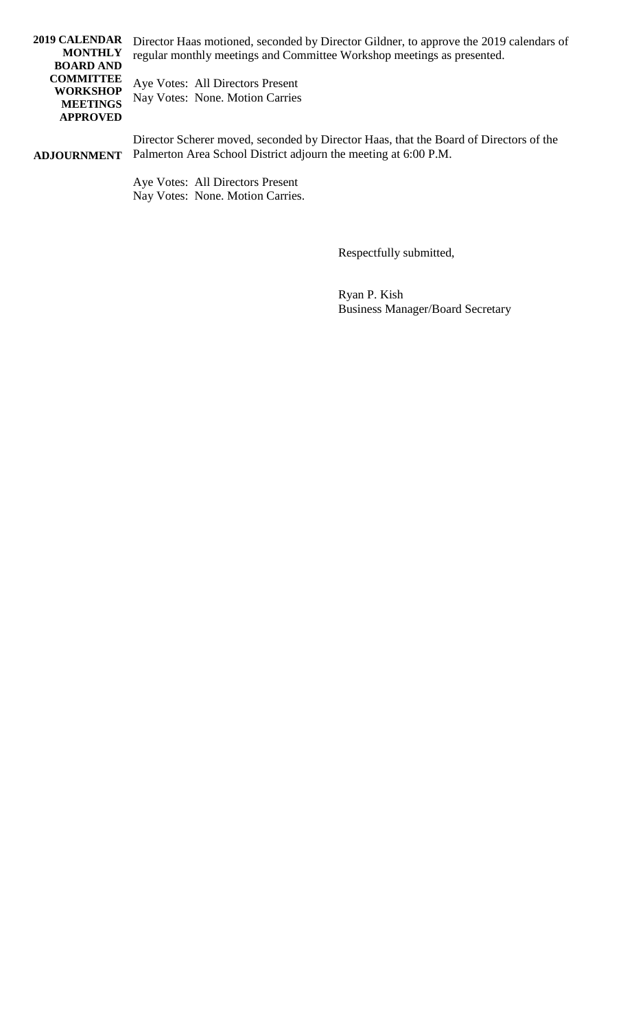**2019 CALENDAR MONTHLY BOARD AND COMMITTEE WORKSHOP MEETINGS APPROVED**

Director Haas motioned, seconded by Director Gildner, to approve the 2019 calendars of regular monthly meetings and Committee Workshop meetings as presented.

Aye Votes: All Directors Present
Nay Votes: None. Motion Carries

**ADJOURNMENT**

Director Scherer moved, seconded by Director Haas, that the Board of Directors of the Palmerton Area School District adjourn the meeting at 6:00 P.M.

Aye Votes: All Directors Present
Nay Votes: None. Motion Carries.

Respectfully submitted,

Ryan P. Kish
Business Manager/Board Secretary